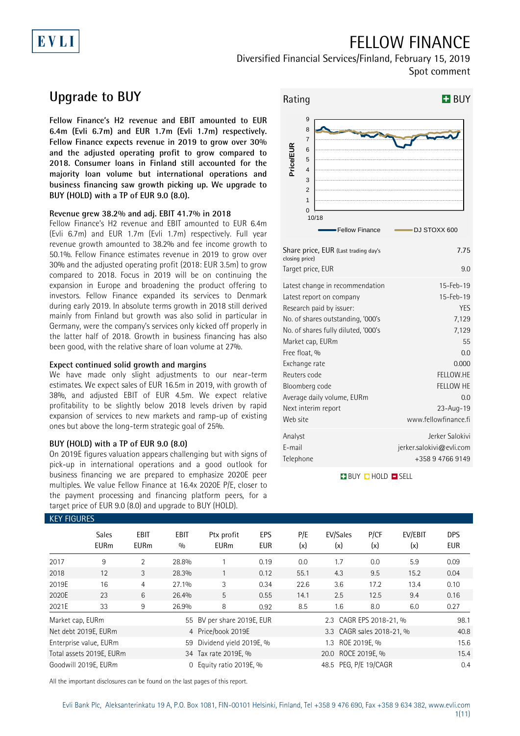EVLI

# FELLOW FINANCE

Diversified Financial Services/Finland, February 15, 2019

Spot comment

## Upgrade to BUY

**Fellow Finance's H2 revenue and EBIT amounted to EUR 6.4m (Evli 6.7m) and EUR 1.7m (Evli 1.7m) respectively. Fellow Finance expects revenue in 2019 to grow over 30% and the adjusted operating profit to grow compared to 2018. Consumer loans in Finland still accounted for the majority loan volume but international operations and business financing saw growth picking up. We upgrade to BUY (HOLD) with a TP of EUR 9.0 (8.0).**

### Revenue grew 38.2% and adj. EBIT 41.7% in 2018

Fellow Finance's H2 revenue and EBIT amounted to EUR 6.4m (Evli 6.7m) and EUR 1.7m (Evli 1.7m) respectively. Full year revenue growth amounted to 38.2% and fee income growth to 50.1%. Fellow Finance estimates revenue in 2019 to grow over 30% and the adjusted operating profit (2018: EUR 3.5m) to grow compared to 2018. Focus in 2019 will be on continuing the expansion in Europe and broadening the product offering to investors. Fellow Finance expanded its services to Denmark during early 2019. In absolute terms growth in 2018 still derived mainly from Finland but growth was also solid in particular in Germany, were the company's services only kicked off properly in the latter half of 2018. Growth in business financing has also been good, with the relative share of loan volume at 27%.

### Expect continued solid growth and margins

We have made only slight adjustments to our near-term estimates. We expect sales of EUR 16.5m in 2019, with growth of 38%, and adjusted EBIT of EUR 4.5m. We expect relative profitability to be slightly below 2018 levels driven by rapid expansion of services to new markets and ramp-up of existing ones but above the long-term strategic goal of 25%.

### BUY (HOLD) with a TP of EUR 9.0 (8.0)

On 2019E figures valuation appears challenging but with signs of pick-up in international operations and a good outlook for business financing we are prepared to emphasize 2020E peer multiples. We value Fellow Finance at 16.4x 2020E P/E, closer to the payment processing and financing platform peers, for a target price of EUR 9.0 (8.0) and upgrade to BUY (HOLD).

Rating: BUY

Price/EUR chart: Fellow Finance vs DJ STOXX 600 (from 10/18)

| | |
|---|---|
| Share price, EUR (Last trading day's closing price) | 7.75 |
| Target price, EUR | 9.0 |
| Latest change in recommendation | 15-Feb-19 |
| Latest report on company | 15-Feb-19 |
| Research paid by issuer: | YES |
| No. of shares outstanding, '000's | 7,129 |
| No. of shares fully diluted, '000's | 7,129 |
| Market cap, EURm | 55 |
| Free float, % | 0.0 |
| Exchange rate | 0.000 |
| Reuters code | FELLOW.HE |
| Bloomberg code | FELLOW HE |
| Average daily volume, EURm | 0.0 |
| Next interim report | 23-Aug-19 |
| Web site | www.fellowfinance.fi |
| Analyst | Jerker Salokivi |
| E-mail | jerker.salokivi@evli.com |
| Telephone | +358 9 4766 9149 |

BUY HOLD SELL

### KEY FIGURES

| | Sales EURm | EBIT EURm | EBIT % | Ptx profit EURm | EPS EUR | P/E (x) | EV/Sales (x) | P/CF (x) | EV/EBIT (x) | DPS EUR |
|---|---|---|---|---|---|---|---|---|---|---|
| 2017 | 9 | 2 | 28.8% | 1 | 0.19 | 0.0 | 1.7 | 0.0 | 5.9 | 0.09 |
| 2018 | 12 | 3 | 28.3% | 1 | 0.12 | 55.1 | 4.3 | 9.5 | 15.2 | 0.04 |
| 2019E | 16 | 4 | 27.1% | 3 | 0.34 | 22.6 | 3.6 | 17.2 | 13.4 | 0.10 |
| 2020E | 23 | 6 | 26.4% | 5 | 0.55 | 14.1 | 2.5 | 12.5 | 9.4 | 0.16 |
| 2021E | 33 | 9 | 26.9% | 8 | 0.92 | 8.5 | 1.6 | 8.0 | 6.0 | 0.27 |

| | | | | | |
|---|---|---|---|---|---|
| Market cap, EURm | 55 | BV per share 2019E, EUR | 2.3 | CAGR EPS 2018-21, % | 98.1 |
| Net debt 2019E, EURm | 4 | Price/book 2019E | 3.3 | CAGR sales 2018-21, % | 40.8 |
| Enterprise value, EURm | 59 | Dividend yield 2019E, % | 1.3 | ROE 2019E, % | 15.6 |
| Total assets 2019E, EURm | 34 | Tax rate 2019E, % | 20.0 | ROCE 2019E, % | 15.4 |
| Goodwill 2019E, EURm | 0 | Equity ratio 2019E, % | 48.5 | PEG, P/E 19/CAGR | 0.4 |

All the important disclosures can be found on the last pages of this report.

Evli Bank Plc, Aleksanterinkatu 19 A, P.O. Box 1081, FIN-00101 Helsinki, Finland, Tel +358 9 476 690, Fax +358 9 634 382, www.evli.com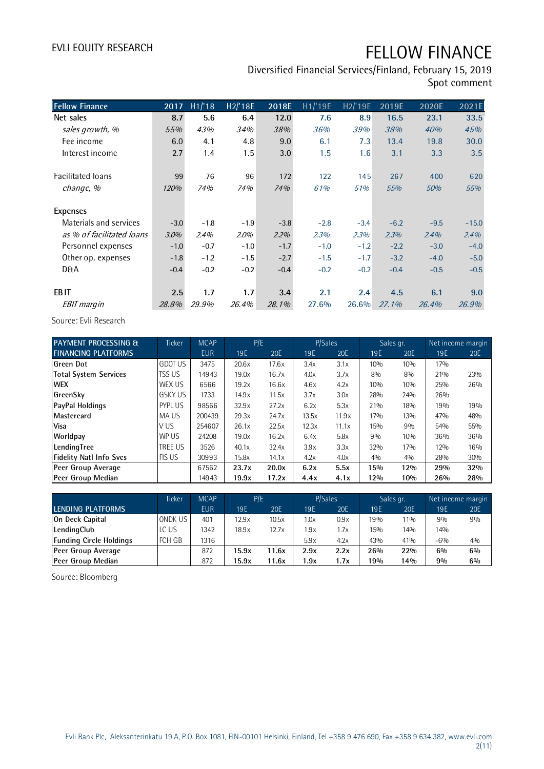# FELLOW FINANCE

Diversified Financial Services/Finland, February 15, 2019

Spot comment

| Fellow Finance | 2017 | H1/'18 | H2/'18E | 2018E | H1/'19E | H2/'19E | 2019E | 2020E | 2021E |
|---|---|---|---|---|---|---|---|---|---|
| **Net sales** | **8.7** | **5.6** | **6.4** | **12.0** | **7.6** | **8.9** | **16.5** | **23.1** | **33.5** |
| *sales growth, %* | *55%* | *43%* | *34%* | *38%* | *36%* | *39%* | *38%* | *40%* | *45%* |
| Fee income | 6.0 | 4.1 | 4.8 | 9.0 | 6.1 | 7.3 | 13.4 | 19.8 | 30.0 |
| Interest income | 2.7 | 1.4 | 1.5 | 3.0 | 1.5 | 1.6 | 3.1 | 3.3 | 3.5 |
| | | | | | | | | | |
| Facilitated loans | 99 | 76 | 96 | 172 | 122 | 145 | 267 | 400 | 620 |
| *change, %* | *120%* | *74%* | *74%* | *74%* | *61%* | *51%* | *55%* | *50%* | *55%* |
| | | | | | | | | | |
| **Expenses** | | | | | | | | | |
| Materials and services | -3.0 | -1.8 | -1.9 | -3.8 | -2.8 | -3.4 | -6.2 | -9.5 | -15.0 |
| *as % of facilitated loans* | *3.0%* | *2.4%* | *2.0%* | *2.2%* | *2.3%* | *2.3%* | *2.3%* | *2.4%* | *2.4%* |
| Personnel expenses | -1.0 | -0.7 | -1.0 | -1.7 | -1.0 | -1.2 | -2.2 | -3.0 | -4.0 |
| Other op. expenses | -1.8 | -1.2 | -1.5 | -2.7 | -1.5 | -1.7 | -3.2 | -4.0 | -5.0 |
| D&A | -0.4 | -0.2 | -0.2 | -0.4 | -0.2 | -0.2 | -0.4 | -0.5 | -0.5 |
| | | | | | | | | | |
| **EBIT** | **2.5** | **1.7** | **1.7** | **3.4** | **2.1** | **2.4** | **4.5** | **6.1** | **9.0** |
| *EBIT margin* | *28.8%* | *29.9%* | *26.4%* | *28.1%* | 27.6% | 26.6% | *27.1%* | *26.4%* | *26.9%* |

Source: Evli Research

| PAYMENT PROCESSING & FINANCING PLATFORMS | Ticker | MCAP | P/E | | P/Sales | | Sales gr. | | Net income margin | |
|---|---|---|---|---|---|---|---|---|---|---|
| | | EUR | 19E | 20E | 19E | 20E | 19E | 20E | 19E | 20E |
| **Green Dot** | GDOT US | 3475 | 20.6x | 17.6x | 3.4x | 3.1x | 10% | 10% | 17% | |
| **Total System Services** | TSS US | 14943 | 19.0x | 16.7x | 4.0x | 3.7x | 8% | 8% | 21% | 23% |
| **WEX** | WEX US | 6566 | 19.2x | 16.6x | 4.6x | 4.2x | 10% | 10% | 25% | 26% |
| **GreenSky** | GSKY US | 1733 | 14.9x | 11.5x | 3.7x | 3.0x | 28% | 24% | 26% | |
| **PayPal Holdings** | PYPL US | 98566 | 32.9x | 27.2x | 6.2x | 5.3x | 21% | 18% | 19% | 19% |
| **Mastercard** | MA US | 200439 | 29.3x | 24.7x | 13.5x | 11.9x | 17% | 13% | 47% | 48% |
| **Visa** | V US | 254607 | 26.1x | 22.5x | 12.3x | 11.1x | 15% | 9% | 54% | 55% |
| **Worldpay** | WP US | 24208 | 19.0x | 16.2x | 6.4x | 5.8x | 9% | 10% | 36% | 36% |
| **LendingTree** | TREE US | 3526 | 40.1x | 32.4x | 3.9x | 3.3x | 32% | 17% | 12% | 16% |
| **Fidelity Natl Info Svcs** | FIS US | 30993 | 15.8x | 14.1x | 4.2x | 4.0x | 4% | 4% | 28% | 30% |
| **Peer Group Average** | | 67562 | **23.7x** | **20.0x** | **6.2x** | **5.5x** | **15%** | **12%** | **29%** | **32%** |
| **Peer Group Median** | | 14943 | **19.9x** | **17.2x** | **4.4x** | **4.1x** | **12%** | **10%** | **26%** | **28%** |

| LENDING PLATFORMS | Ticker | MCAP | P/E | | P/Sales | | Sales gr. | | Net income margin | |
|---|---|---|---|---|---|---|---|---|---|---|
| | | EUR | 19E | 20E | 19E | 20E | 19E | 20E | 19E | 20E |
| **On Deck Capital** | ONDK US | 401 | 12.9x | 10.5x | 1.0x | 0.9x | 19% | 11% | 9% | 9% |
| **LendingClub** | LC US | 1342 | 18.9x | 12.7x | 1.9x | 1.7x | 15% | 14% | 14% | |
| **Funding Circle Holdings** | FCH GB | 1316 | | | 5.9x | 4.2x | 43% | 41% | -6% | 4% |
| **Peer Group Average** | | 872 | **15.9x** | **11.6x** | **2.9x** | **2.2x** | **26%** | **22%** | **6%** | **6%** |
| **Peer Group Median** | | 872 | **15.9x** | **11.6x** | **1.9x** | **1.7x** | **19%** | **14%** | **9%** | **6%** |

Source: Bloomberg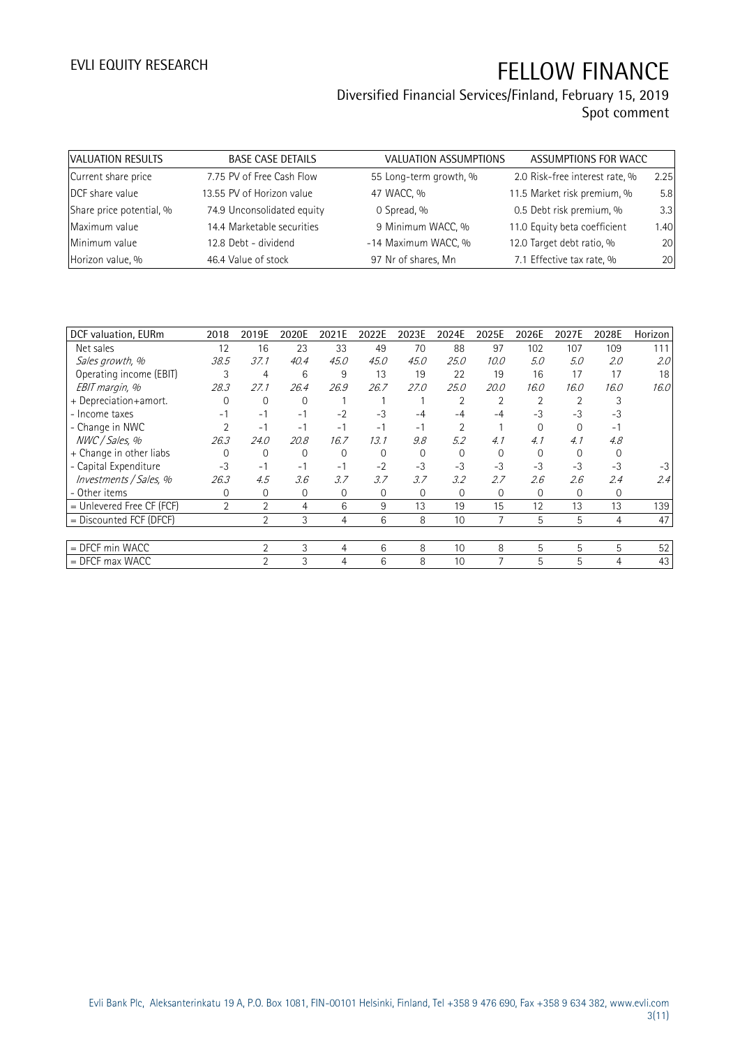# FELLOW FINANCE

Diversified Financial Services/Finland, February 15, 2019
Spot comment

| VALUATION RESULTS | | BASE CASE DETAILS | | VALUATION ASSUMPTIONS | | ASSUMPTIONS FOR WACC | |
|---|---|---|---|---|---|---|---|
| Current share price | 7.75 | PV of Free Cash Flow | 55 | Long-term growth, % | 2.0 | Risk-free interest rate, % | 2.25 |
| DCF share value | 13.55 | PV of Horizon value | 47 | WACC, % | 11.5 | Market risk premium, % | 5.8 |
| Share price potential, % | 74.9 | Unconsolidated equity | 0 | Spread, % | 0.5 | Debt risk premium, % | 3.3 |
| Maximum value | 14.4 | Marketable securities | 9 | Minimum WACC, % | 11.0 | Equity beta coefficient | 1.40 |
| Minimum value | 12.8 | Debt - dividend | -14 | Maximum WACC, % | 12.0 | Target debt ratio, % | 20 |
| Horizon value, % | 46.4 | Value of stock | 97 | Nr of shares, Mn | 7.1 | Effective tax rate, % | 20 |

| DCF valuation, EURm | 2018 | 2019E | 2020E | 2021E | 2022E | 2023E | 2024E | 2025E | 2026E | 2027E | 2028E | Horizon |
|---|---|---|---|---|---|---|---|---|---|---|---|---|
| Net sales | 12 | 16 | 23 | 33 | 49 | 70 | 88 | 97 | 102 | 107 | 109 | 111 |
| *Sales growth, %* | *38.5* | *37.1* | *40.4* | *45.0* | *45.0* | *45.0* | *25.0* | *10.0* | *5.0* | *5.0* | *2.0* | *2.0* |
| Operating income (EBIT) | 3 | 4 | 6 | 9 | 13 | 19 | 22 | 19 | 16 | 17 | 17 | 18 |
| *EBIT margin, %* | *28.3* | *27.1* | *26.4* | *26.9* | *26.7* | *27.0* | *25.0* | *20.0* | *16.0* | *16.0* | *16.0* | *16.0* |
| + Depreciation+amort. | 0 | 0 | 0 | 1 | 1 | 1 | 2 | 2 | 2 | 2 | 3 | |
| - Income taxes | -1 | -1 | -1 | -2 | -3 | -4 | -4 | -4 | -3 | -3 | -3 | |
| - Change in NWC | 2 | -1 | -1 | -1 | -1 | -1 | 2 | 1 | 0 | 0 | -1 | |
| *NWC / Sales, %* | *26.3* | *24.0* | *20.8* | *16.7* | *13.1* | *9.8* | *5.2* | *4.1* | *4.1* | *4.1* | *4.8* | |
| + Change in other liabs | 0 | 0 | 0 | 0 | 0 | 0 | 0 | 0 | 0 | 0 | 0 | |
| - Capital Expenditure | -3 | -1 | -1 | -1 | -2 | -3 | -3 | -3 | -3 | -3 | -3 | -3 |
| *Investments / Sales, %* | *26.3* | *4.5* | *3.6* | *3.7* | *3.7* | *3.7* | *3.2* | *2.7* | *2.6* | *2.6* | *2.4* | *2.4* |
| - Other items | 0 | 0 | 0 | 0 | 0 | 0 | 0 | 0 | 0 | 0 | 0 | |
| = Unlevered Free CF (FCF) | 2 | 2 | 4 | 6 | 9 | 13 | 19 | 15 | 12 | 13 | 13 | 139 |
| = Discounted FCF (DFCF) | | 2 | 3 | 4 | 6 | 8 | 10 | 7 | 5 | 5 | 4 | 47 |
| | | | | | | | | | | | | |
| = DFCF min WACC | | 2 | 3 | 4 | 6 | 8 | 10 | 8 | 5 | 5 | 5 | 52 |
| = DFCF max WACC | | 2 | 3 | 4 | 6 | 8 | 10 | 7 | 5 | 5 | 4 | 43 |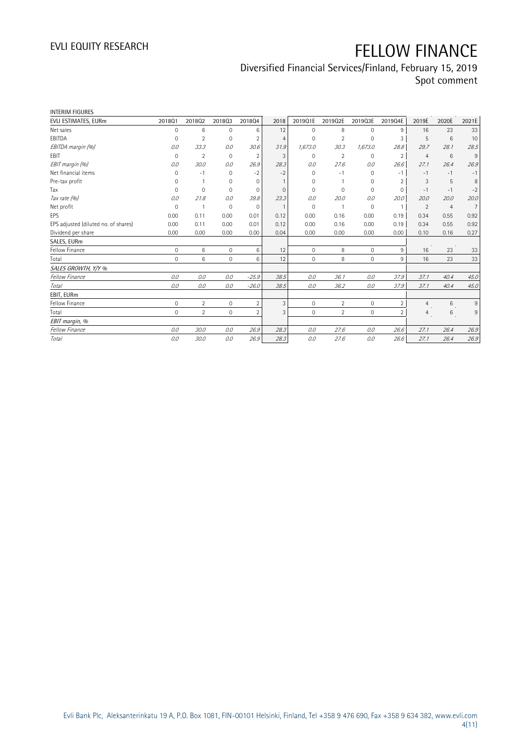INTERIM FIGURES

| EVLI ESTIMATES, EURm | 2018Q1 | 2018Q2 | 2018Q3 | 2018Q4 | 2018 | 2019Q1E | 2019Q2E | 2019Q3E | 2019Q4E | 2019E | 2020E | 2021E |
|---|---|---|---|---|---|---|---|---|---|---|---|---|
| Net sales | 0 | 6 | 0 | 6 | 12 | 0 | 8 | 0 | 9 | 16 | 23 | 33 |
| EBITDA | 0 | 2 | 0 | 2 | 4 | 0 | 2 | 0 | 3 | 5 | 6 | 10 |
| *EBITDA margin (%)* | *0.0* | *33.3* | *0.0* | *30.6* | *31.9* | *1,673.0* | *30.3* | *1,673.0* | *28.8* | *29.7* | *28.1* | *28.5* |
| EBIT | 0 | 2 | 0 | 2 | 3 | 0 | 2 | 0 | 2 | 4 | 6 | 9 |
| *EBIT margin (%)* | *0.0* | *30.0* | *0.0* | *26.9* | *28.3* | *0.0* | *27.6* | *0.0* | *26.6* | *27.1* | *26.4* | *26.9* |
| Net financial items | 0 | -1 | 0 | -2 | -2 | 0 | -1 | 0 | -1 | -1 | -1 | -1 |
| Pre-tax profit | 0 | 1 | 0 | 0 | 1 | 0 | 1 | 0 | 2 | 3 | 5 | 8 |
| Tax | 0 | 0 | 0 | 0 | 0 | 0 | 0 | 0 | 0 | -1 | -1 | -2 |
| *Tax rate (%)* | *0.0* | *21.8* | *0.0* | *39.8* | *23.3* | *0.0* | *20.0* | *0.0* | *20.0* | *20.0* | *20.0* | *20.0* |
| Net profit | 0 | 1 | 0 | 0 | 1 | 0 | 1 | 0 | 1 | 2 | 4 | 7 |
| EPS | 0.00 | 0.11 | 0.00 | 0.01 | 0.12 | 0.00 | 0.16 | 0.00 | 0.19 | 0.34 | 0.55 | 0.92 |
| EPS adjusted (diluted no. of shares) | 0.00 | 0.11 | 0.00 | 0.01 | 0.12 | 0.00 | 0.16 | 0.00 | 0.19 | 0.34 | 0.55 | 0.92 |
| Dividend per share | 0.00 | 0.00 | 0.00 | 0.00 | 0.04 | 0.00 | 0.00 | 0.00 | 0.00 | 0.10 | 0.16 | 0.27 |
| **SALES, EURm** | | | | | | | | | | | | |
| Fellow Finance | 0 | 6 | 0 | 6 | 12 | 0 | 8 | 0 | 9 | 16 | 23 | 33 |
| Total | 0 | 6 | 0 | 6 | 12 | 0 | 8 | 0 | 9 | 16 | 23 | 33 |
| *SALES GROWTH, Y/Y %* | | | | | | | | | | | | |
| *Fellow Finance* | *0.0* | *0.0* | *0.0* | *-25.9* | *38.5* | *0.0* | *36.1* | *0.0* | *37.9* | *37.1* | *40.4* | *45.0* |
| *Total* | *0.0* | *0.0* | *0.0* | *-26.0* | *38.5* | *0.0* | *36.2* | *0.0* | *37.9* | *37.1* | *40.4* | *45.0* |
| **EBIT, EURm** | | | | | | | | | | | | |
| Fellow Finance | 0 | 2 | 0 | 2 | 3 | 0 | 2 | 0 | 2 | 4 | 6 | 9 |
| Total | 0 | 2 | 0 | 2 | 3 | 0 | 2 | 0 | 2 | 4 | 6 | 9 |
| *EBIT margin, %* | | | | | | | | | | | | |
| *Fellow Finance* | *0.0* | *30.0* | *0.0* | *26.9* | *28.3* | *0.0* | *27.6* | *0.0* | *26.6* | *27.1* | *26.4* | *26.9* |
| *Total* | *0.0* | *30.0* | *0.0* | *26.9* | *28.3* | *0.0* | *27.6* | *0.0* | *26.6* | *27.1* | *26.4* | *26.9* |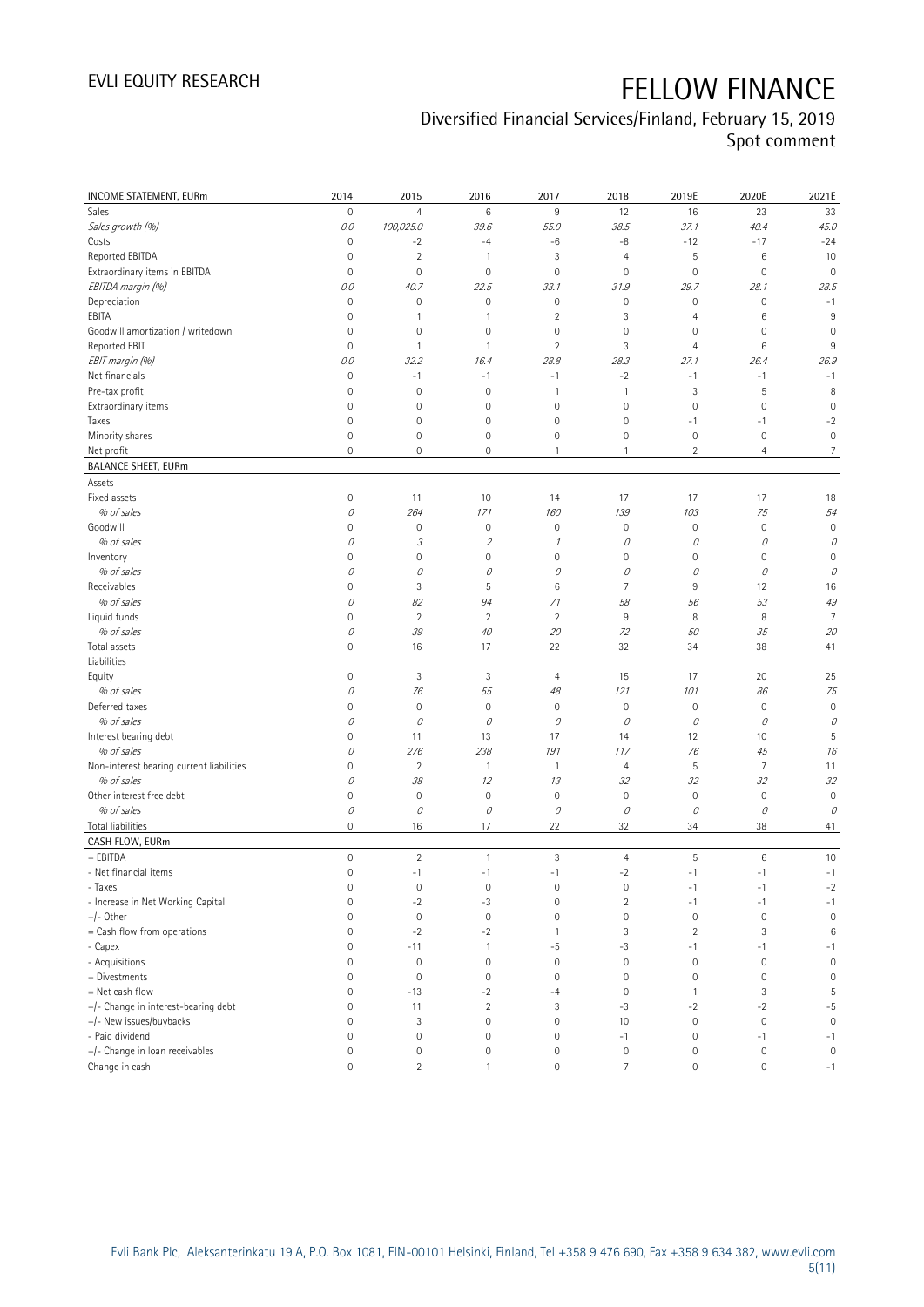# FELLOW FINANCE

Diversified Financial Services/Finland, February 15, 2019

Spot comment

| INCOME STATEMENT, EURm | 2014 | 2015 | 2016 | 2017 | 2018 | 2019E | 2020E | 2021E |
|---|---|---|---|---|---|---|---|---|
| Sales | 0 | 4 | 6 | 9 | 12 | 16 | 23 | 33 |
| *Sales growth (%)* | *0.0* | *100,025.0* | *39.6* | *55.0* | *38.5* | *37.1* | *40.4* | *45.0* |
| Costs | 0 | -2 | -4 | -6 | -8 | -12 | -17 | -24 |
| Reported EBITDA | 0 | 2 | 1 | 3 | 4 | 5 | 6 | 10 |
| Extraordinary items in EBITDA | 0 | 0 | 0 | 0 | 0 | 0 | 0 | 0 |
| *EBITDA margin (%)* | *0.0* | *40.7* | *22.5* | *33.1* | *31.9* | *29.7* | *28.1* | *28.5* |
| Depreciation | 0 | 0 | 0 | 0 | 0 | 0 | 0 | -1 |
| EBITA | 0 | 1 | 1 | 2 | 3 | 4 | 6 | 9 |
| Goodwill amortization / writedown | 0 | 0 | 0 | 0 | 0 | 0 | 0 | 0 |
| Reported EBIT | 0 | 1 | 1 | 2 | 3 | 4 | 6 | 9 |
| *EBIT margin (%)* | *0.0* | *32.2* | *16.4* | *28.8* | *28.3* | *27.1* | *26.4* | *26.9* |
| Net financials | 0 | -1 | -1 | -1 | -2 | -1 | -1 | -1 |
| Pre-tax profit | 0 | 0 | 0 | 1 | 1 | 3 | 5 | 8 |
| Extraordinary items | 0 | 0 | 0 | 0 | 0 | 0 | 0 | 0 |
| Taxes | 0 | 0 | 0 | 0 | 0 | -1 | -1 | -2 |
| Minority shares | 0 | 0 | 0 | 0 | 0 | 0 | 0 | 0 |
| Net profit | 0 | 0 | 0 | 1 | 1 | 2 | 4 | 7 |
| **BALANCE SHEET, EURm** | | | | | | | | |
| Assets | | | | | | | | |
| Fixed assets | 0 | 11 | 10 | 14 | 17 | 17 | 17 | 18 |
| *% of sales* | *0* | *264* | *171* | *160* | *139* | *103* | *75* | *54* |
| Goodwill | 0 | 0 | 0 | 0 | 0 | 0 | 0 | 0 |
| *% of sales* | *0* | *3* | *2* | *1* | *0* | *0* | *0* | *0* |
| Inventory | 0 | 0 | 0 | 0 | 0 | 0 | 0 | 0 |
| *% of sales* | *0* | *0* | *0* | *0* | *0* | *0* | *0* | *0* |
| Receivables | 0 | 3 | 5 | 6 | 7 | 9 | 12 | 16 |
| *% of sales* | *0* | *82* | *94* | *71* | *58* | *56* | *53* | *49* |
| Liquid funds | 0 | 2 | 2 | 2 | 9 | 8 | 8 | 7 |
| *% of sales* | *0* | *39* | *40* | *20* | *72* | *50* | *35* | *20* |
| Total assets | 0 | 16 | 17 | 22 | 32 | 34 | 38 | 41 |
| Liabilities | | | | | | | | |
| Equity | 0 | 3 | 3 | 4 | 15 | 17 | 20 | 25 |
| *% of sales* | *0* | *76* | *55* | *48* | *121* | *101* | *86* | *75* |
| Deferred taxes | 0 | 0 | 0 | 0 | 0 | 0 | 0 | 0 |
| *% of sales* | *0* | *0* | *0* | *0* | *0* | *0* | *0* | *0* |
| Interest bearing debt | 0 | 11 | 13 | 17 | 14 | 12 | 10 | 5 |
| *% of sales* | *0* | *276* | *238* | *191* | *117* | *76* | *45* | *16* |
| Non-interest bearing current liabilities | 0 | 2 | 1 | 1 | 4 | 5 | 7 | 11 |
| *% of sales* | *0* | *38* | *12* | *13* | *32* | *32* | *32* | *32* |
| Other interest free debt | 0 | 0 | 0 | 0 | 0 | 0 | 0 | 0 |
| *% of sales* | *0* | *0* | *0* | *0* | *0* | *0* | *0* | *0* |
| Total liabilities | 0 | 16 | 17 | 22 | 32 | 34 | 38 | 41 |
| **CASH FLOW, EURm** | | | | | | | | |
| + EBITDA | 0 | 2 | 1 | 3 | 4 | 5 | 6 | 10 |
| - Net financial items | 0 | -1 | -1 | -1 | -2 | -1 | -1 | -1 |
| - Taxes | 0 | 0 | 0 | 0 | 0 | -1 | -1 | -2 |
| - Increase in Net Working Capital | 0 | -2 | -3 | 0 | 2 | -1 | -1 | -1 |
| +/- Other | 0 | 0 | 0 | 0 | 0 | 0 | 0 | 0 |
| = Cash flow from operations | 0 | -2 | -2 | 1 | 3 | 2 | 3 | 6 |
| - Capex | 0 | -11 | 1 | -5 | -3 | -1 | -1 | -1 |
| - Acquisitions | 0 | 0 | 0 | 0 | 0 | 0 | 0 | 0 |
| + Divestments | 0 | 0 | 0 | 0 | 0 | 0 | 0 | 0 |
| = Net cash flow | 0 | -13 | -2 | -4 | 0 | 1 | 3 | 5 |
| +/- Change in interest-bearing debt | 0 | 11 | 2 | 3 | -3 | -2 | -2 | -5 |
| +/- New issues/buybacks | 0 | 3 | 0 | 0 | 10 | 0 | 0 | 0 |
| - Paid dividend | 0 | 0 | 0 | 0 | -1 | 0 | -1 | -1 |
| +/- Change in loan receivables | 0 | 0 | 0 | 0 | 0 | 0 | 0 | 0 |
| Change in cash | 0 | 2 | 1 | 0 | 7 | 0 | 0 | -1 |

Evli Bank Plc, Aleksanterinkatu 19 A, P.O. Box 1081, FIN-00101 Helsinki, Finland, Tel +358 9 476 690, Fax +358 9 634 382, www.evli.com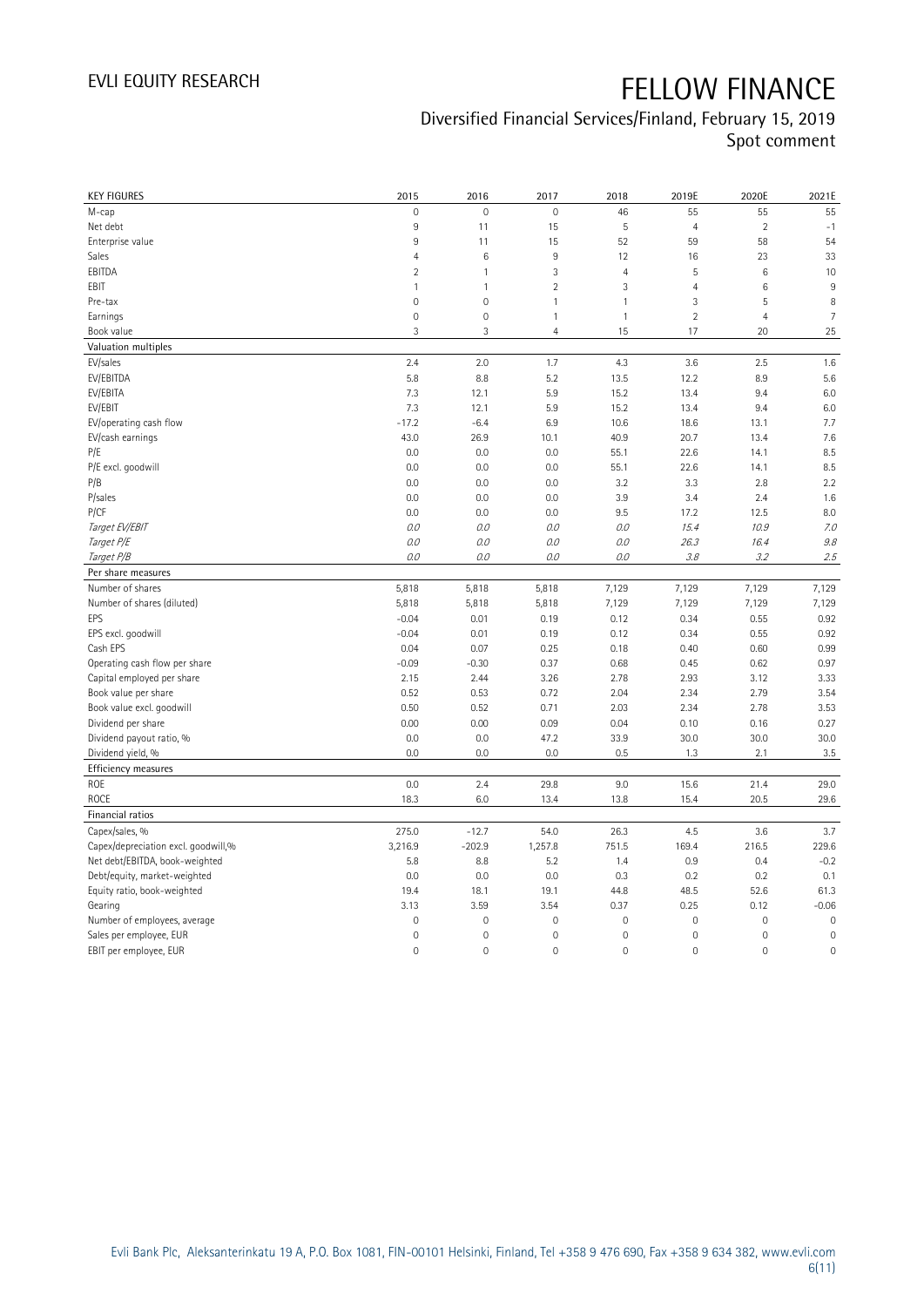# FELLOW FINANCE

Diversified Financial Services/Finland, February 15, 2019
Spot comment

| KEY FIGURES | 2015 | 2016 | 2017 | 2018 | 2019E | 2020E | 2021E |
|---|---|---|---|---|---|---|---|
| M-cap | 0 | 0 | 0 | 46 | 55 | 55 | 55 |
| Net debt | 9 | 11 | 15 | 5 | 4 | 2 | -1 |
| Enterprise value | 9 | 11 | 15 | 52 | 59 | 58 | 54 |
| Sales | 4 | 6 | 9 | 12 | 16 | 23 | 33 |
| EBITDA | 2 | 1 | 3 | 4 | 5 | 6 | 10 |
| EBIT | 1 | 1 | 2 | 3 | 4 | 6 | 9 |
| Pre-tax | 0 | 0 | 1 | 1 | 3 | 5 | 8 |
| Earnings | 0 | 0 | 1 | 1 | 2 | 4 | 7 |
| Book value | 3 | 3 | 4 | 15 | 17 | 20 | 25 |
| **Valuation multiples** | | | | | | | |
| EV/sales | 2.4 | 2.0 | 1.7 | 4.3 | 3.6 | 2.5 | 1.6 |
| EV/EBITDA | 5.8 | 8.8 | 5.2 | 13.5 | 12.2 | 8.9 | 5.6 |
| EV/EBITA | 7.3 | 12.1 | 5.9 | 15.2 | 13.4 | 9.4 | 6.0 |
| EV/EBIT | 7.3 | 12.1 | 5.9 | 15.2 | 13.4 | 9.4 | 6.0 |
| EV/operating cash flow | -17.2 | -6.4 | 6.9 | 10.6 | 18.6 | 13.1 | 7.7 |
| EV/cash earnings | 43.0 | 26.9 | 10.1 | 40.9 | 20.7 | 13.4 | 7.6 |
| P/E | 0.0 | 0.0 | 0.0 | 55.1 | 22.6 | 14.1 | 8.5 |
| P/E excl. goodwill | 0.0 | 0.0 | 0.0 | 55.1 | 22.6 | 14.1 | 8.5 |
| P/B | 0.0 | 0.0 | 0.0 | 3.2 | 3.3 | 2.8 | 2.2 |
| P/sales | 0.0 | 0.0 | 0.0 | 3.9 | 3.4 | 2.4 | 1.6 |
| P/CF | 0.0 | 0.0 | 0.0 | 9.5 | 17.2 | 12.5 | 8.0 |
| *Target EV/EBIT* | *0.0* | *0.0* | *0.0* | *0.0* | *15.4* | *10.9* | *7.0* |
| *Target P/E* | *0.0* | *0.0* | *0.0* | *0.0* | *26.3* | *16.4* | *9.8* |
| *Target P/B* | *0.0* | *0.0* | *0.0* | *0.0* | *3.8* | *3.2* | *2.5* |
| **Per share measures** | | | | | | | |
| Number of shares | 5,818 | 5,818 | 5,818 | 7,129 | 7,129 | 7,129 | 7,129 |
| Number of shares (diluted) | 5,818 | 5,818 | 5,818 | 7,129 | 7,129 | 7,129 | 7,129 |
| EPS | -0.04 | 0.01 | 0.19 | 0.12 | 0.34 | 0.55 | 0.92 |
| EPS excl. goodwill | -0.04 | 0.01 | 0.19 | 0.12 | 0.34 | 0.55 | 0.92 |
| Cash EPS | 0.04 | 0.07 | 0.25 | 0.18 | 0.40 | 0.60 | 0.99 |
| Operating cash flow per share | -0.09 | -0.30 | 0.37 | 0.68 | 0.45 | 0.62 | 0.97 |
| Capital employed per share | 2.15 | 2.44 | 3.26 | 2.78 | 2.93 | 3.12 | 3.33 |
| Book value per share | 0.52 | 0.53 | 0.72 | 2.04 | 2.34 | 2.79 | 3.54 |
| Book value excl. goodwill | 0.50 | 0.52 | 0.71 | 2.03 | 2.34 | 2.78 | 3.53 |
| Dividend per share | 0.00 | 0.00 | 0.09 | 0.04 | 0.10 | 0.16 | 0.27 |
| Dividend payout ratio, % | 0.0 | 0.0 | 47.2 | 33.9 | 30.0 | 30.0 | 30.0 |
| Dividend yield, % | 0.0 | 0.0 | 0.0 | 0.5 | 1.3 | 2.1 | 3.5 |
| **Efficiency measures** | | | | | | | |
| ROE | 0.0 | 2.4 | 29.8 | 9.0 | 15.6 | 21.4 | 29.0 |
| ROCE | 18.3 | 6.0 | 13.4 | 13.8 | 15.4 | 20.5 | 29.6 |
| **Financial ratios** | | | | | | | |
| Capex/sales, % | 275.0 | -12.7 | 54.0 | 26.3 | 4.5 | 3.6 | 3.7 |
| Capex/depreciation excl. goodwill,% | 3,216.9 | -202.9 | 1,257.8 | 751.5 | 169.4 | 216.5 | 229.6 |
| Net debt/EBITDA, book-weighted | 5.8 | 8.8 | 5.2 | 1.4 | 0.9 | 0.4 | -0.2 |
| Debt/equity, market-weighted | 0.0 | 0.0 | 0.0 | 0.3 | 0.2 | 0.2 | 0.1 |
| Equity ratio, book-weighted | 19.4 | 18.1 | 19.1 | 44.8 | 48.5 | 52.6 | 61.3 |
| Gearing | 3.13 | 3.59 | 3.54 | 0.37 | 0.25 | 0.12 | -0.06 |
| Number of employees, average | 0 | 0 | 0 | 0 | 0 | 0 | 0 |
| Sales per employee, EUR | 0 | 0 | 0 | 0 | 0 | 0 | 0 |
| EBIT per employee, EUR | 0 | 0 | 0 | 0 | 0 | 0 | 0 |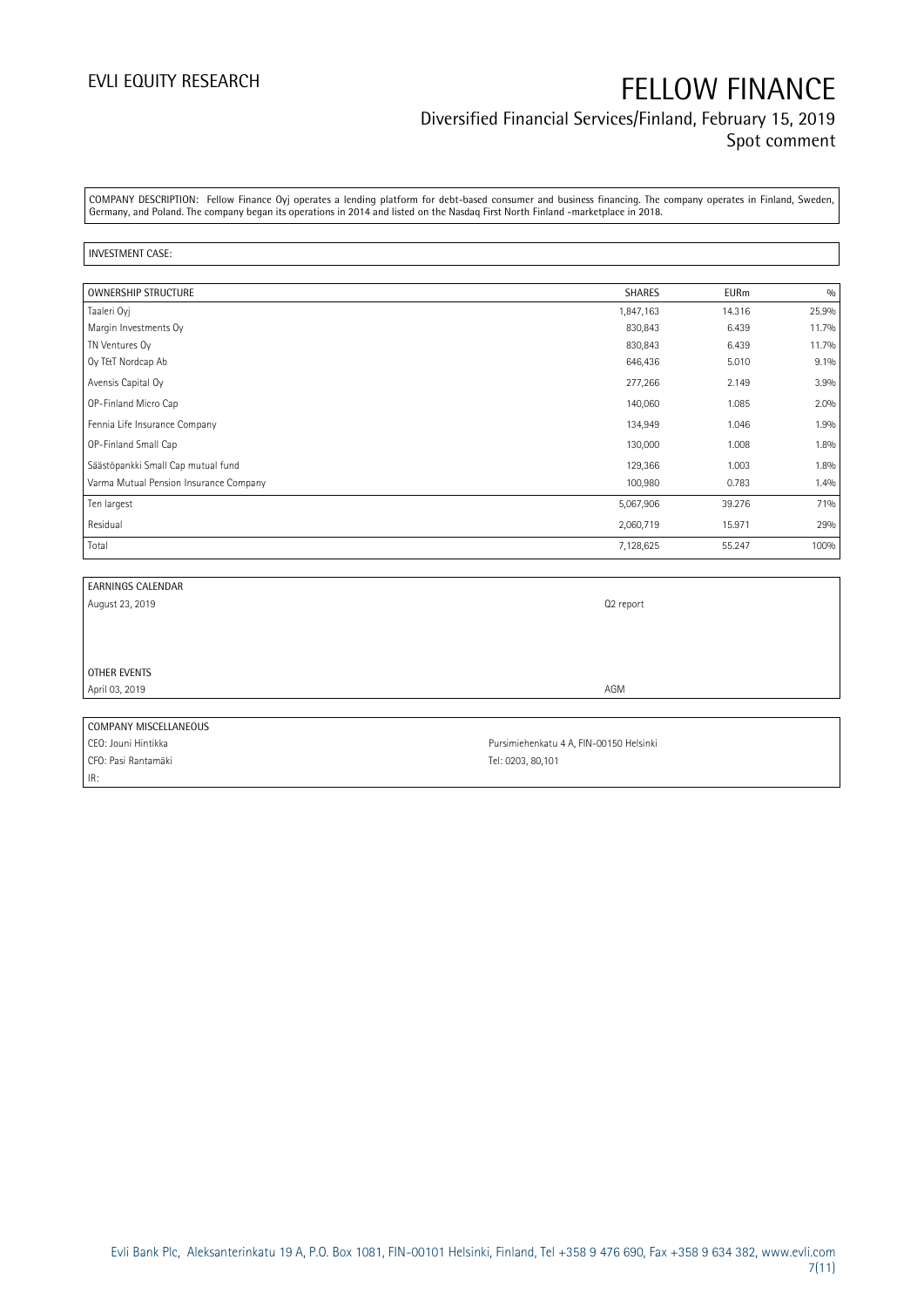COMPANY DESCRIPTION: Fellow Finance Oyj operates a lending platform for debt-based consumer and business financing. The company operates in Finland, Sweden, Germany, and Poland. The company began its operations in 2014 and listed on the Nasdaq First North Finland -marketplace in 2018.

INVESTMENT CASE:

| OWNERSHIP STRUCTURE | SHARES | EURm | % |
|---|---|---|---|
| Taaleri Oyj | 1,847,163 | 14.316 | 25.9% |
| Margin Investments Oy | 830,843 | 6.439 | 11.7% |
| TN Ventures Oy | 830,843 | 6.439 | 11.7% |
| Oy T&T Nordcap Ab | 646,436 | 5.010 | 9.1% |
| Avensis Capital Oy | 277,266 | 2.149 | 3.9% |
| OP-Finland Micro Cap | 140,060 | 1.085 | 2.0% |
| Fennia Life Insurance Company | 134,949 | 1.046 | 1.9% |
| OP-Finland Small Cap | 130,000 | 1.008 | 1.8% |
| Säästöpankki Small Cap mutual fund | 129,366 | 1.003 | 1.8% |
| Varma Mutual Pension Insurance Company | 100,980 | 0.783 | 1.4% |
| Ten largest | 5,067,906 | 39.276 | 71% |
| Residual | 2,060,719 | 15.971 | 29% |
| Total | 7,128,625 | 55.247 | 100% |

| EARNINGS CALENDAR | |
|---|---|
| August 23, 2019 | Q2 report |

| OTHER EVENTS | |
|---|---|
| April 03, 2019 | AGM |

| COMPANY MISCELLANEOUS | |
|---|---|
| CEO: Jouni Hintikka | Pursimiehenkatu 4 A, FIN-00150 Helsinki |
| CFO: Pasi Rantamäki | Tel: 0203, 80,101 |
| IR: | |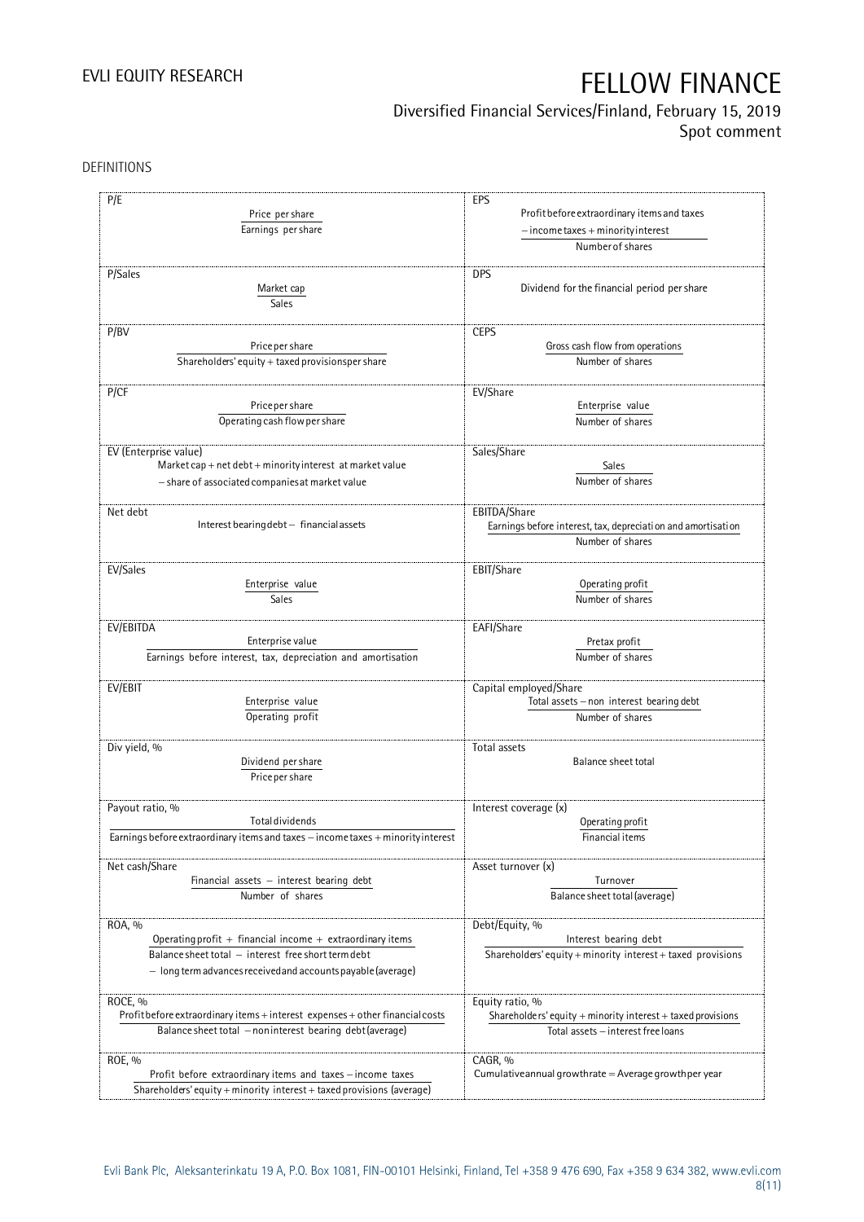DEFINITIONS

| | |
|---|---|
| **P/E**<br>$\frac{\text{Price per share}}{\text{Earnings per share}}$ | **EPS**<br>$\frac{\text{Profit before extraordinary items and taxes} - \text{income taxes} + \text{minority interest}}{\text{Number of shares}}$ |
| **P/Sales**<br>$\frac{\text{Market cap}}{\text{Sales}}$ | **DPS**<br>Dividend for the financial period per share |
| **P/BV**<br>$\frac{\text{Price per share}}{\text{Shareholders' equity} + \text{taxed provisions per share}}$ | **CEPS**<br>$\frac{\text{Gross cash flow from operations}}{\text{Number of shares}}$ |
| **P/CF**<br>$\frac{\text{Price per share}}{\text{Operating cash flow per share}}$ | **EV/Share**<br>$\frac{\text{Enterprise value}}{\text{Number of shares}}$ |
| **EV (Enterprise value)**<br>Market cap + net debt + minority interest at market value − share of associated companies at market value | **Sales/Share**<br>$\frac{\text{Sales}}{\text{Number of shares}}$ |
| **Net debt**<br>Interest bearing debt − financial assets | **EBITDA/Share**<br>$\frac{\text{Earnings before interest, tax, depreciation and amortisation}}{\text{Number of shares}}$ |
| **EV/Sales**<br>$\frac{\text{Enterprise value}}{\text{Sales}}$ | **EBIT/Share**<br>$\frac{\text{Operating profit}}{\text{Number of shares}}$ |
| **EV/EBITDA**<br>$\frac{\text{Enterprise value}}{\text{Earnings before interest, tax, depreciation and amortisation}}$ | **EAFI/Share**<br>$\frac{\text{Pretax profit}}{\text{Number of shares}}$ |
| **EV/EBIT**<br>$\frac{\text{Enterprise value}}{\text{Operating profit}}$ | **Capital employed/Share**<br>$\frac{\text{Total assets} - \text{non interest bearing debt}}{\text{Number of shares}}$ |
| **Div yield, %**<br>$\frac{\text{Dividend per share}}{\text{Price per share}}$ | **Total assets**<br>Balance sheet total |
| **Payout ratio, %**<br>$\frac{\text{Total dividends}}{\text{Earnings before extraordinary items and taxes} - \text{income taxes} + \text{minority interest}}$ | **Interest coverage (x)**<br>$\frac{\text{Operating profit}}{\text{Financial items}}$ |
| **Net cash/Share**<br>$\frac{\text{Financial assets} - \text{interest bearing debt}}{\text{Number of shares}}$ | **Asset turnover (x)**<br>$\frac{\text{Turnover}}{\text{Balance sheet total (average)}}$ |
| **ROA, %**<br>$\frac{\text{Operating profit} + \text{financial income} + \text{extraordinary items}}{\text{Balance sheet total} - \text{interest free short term debt} - \text{long term advances received and accounts payable (average)}}$ | **Debt/Equity, %**<br>$\frac{\text{Interest bearing debt}}{\text{Shareholders' equity} + \text{minority interest} + \text{taxed provisions}}$ |
| **ROCE, %**<br>$\frac{\text{Profit before extraordinary items} + \text{interest expenses} + \text{other financial costs}}{\text{Balance sheet total} - \text{noninterest bearing debt (average)}}$ | **Equity ratio, %**<br>$\frac{\text{Shareholders' equity} + \text{minority interest} + \text{taxed provisions}}{\text{Total assets} - \text{interest free loans}}$ |
| **ROE, %**<br>$\frac{\text{Profit before extraordinary items and taxes} - \text{income taxes}}{\text{Shareholders' equity} + \text{minority interest} + \text{taxed provisions (average)}}$ | **CAGR, %**<br>Cumulative annual growth rate = Average growth per year |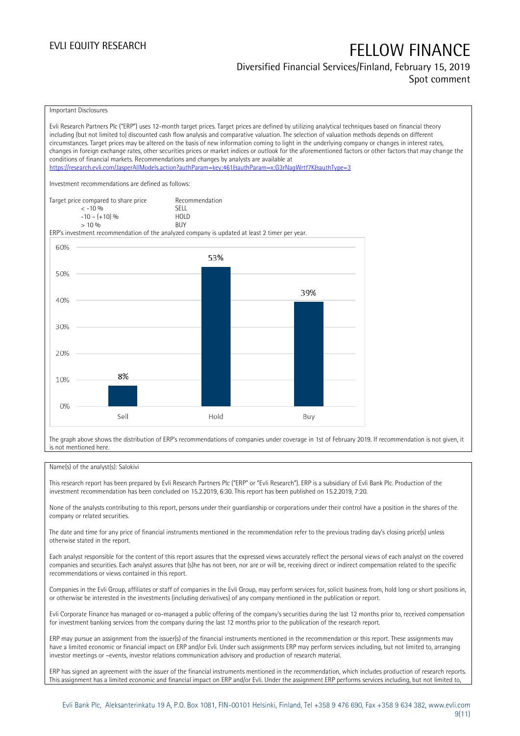Important Disclosures

Evli Research Partners Plc ("ERP") uses 12-month target prices. Target prices are defined by utilizing analytical techniques based on financial theory including (but not limited to) discounted cash flow analysis and comparative valuation. The selection of valuation methods depends on different circumstances. Target prices may be altered on the basis of new information coming to light in the underlying company or changes in interest rates, changes in foreign exchange rates, other securities prices or market indices or outlook for the aforementioned factors or other factors that may change the conditions of financial markets. Recommendations and changes by analysts are available at https://research.evli.com/JasperAllModels.action?authParam=key;461&authParam=x;G3rNagWrtf7K&authType=3

Investment recommendations are defined as follows:

| Target price compared to share price | Recommendation |
|---|---|
| < -10 % | SELL |
| -10 – (+10) % | HOLD |
| > 10 % | BUY |

ERP's investment recommendation of the analyzed company is updated at least 2 timer per year.

| | Sell | Hold | Buy |
|---|---|---|---|
| Share | 8% | 53% | 39% |

The graph above shows the distribution of ERP's recommendations of companies under coverage in 1st of February 2019. If recommendation is not given, it is not mentioned here.

Name(s) of the analyst(s): Salokivi

This research report has been prepared by Evli Research Partners Plc ("ERP" or "Evli Research"). ERP is a subsidiary of Evli Bank Plc. Production of the investment recommendation has been concluded on 15.2.2019, 6:30. This report has been published on 15.2.2019, 7:20.

None of the analysts contributing to this report, persons under their guardianship or corporations under their control have a position in the shares of the company or related securities.

The date and time for any price of financial instruments mentioned in the recommendation refer to the previous trading day's closing price(s) unless otherwise stated in the report.

Each analyst responsible for the content of this report assures that the expressed views accurately reflect the personal views of each analyst on the covered companies and securities. Each analyst assures that (s)he has not been, nor are or will be, receiving direct or indirect compensation related to the specific recommendations or views contained in this report.

Companies in the Evli Group, affiliates or staff of companies in the Evli Group, may perform services for, solicit business from, hold long or short positions in, or otherwise be interested in the investments (including derivatives) of any company mentioned in the publication or report.

Evli Corporate Finance has managed or co-managed a public offering of the company's securities during the last 12 months prior to, received compensation for investment banking services from the company during the last 12 months prior to the publication of the research report.

ERP may pursue an assignment from the issuer(s) of the financial instruments mentioned in the recommendation or this report. These assignments may have a limited economic or financial impact on ERP and/or Evli. Under such assignments ERP may perform services including, but not limited to, arranging investor meetings or –events, investor relations communication advisory and production of research material.

ERP has signed an agreement with the issuer of the financial instruments mentioned in the recommendation, which includes production of research reports. This assignment has a limited economic and financial impact on ERP and/or Evli. Under the assignment ERP performs services including, but not limited to,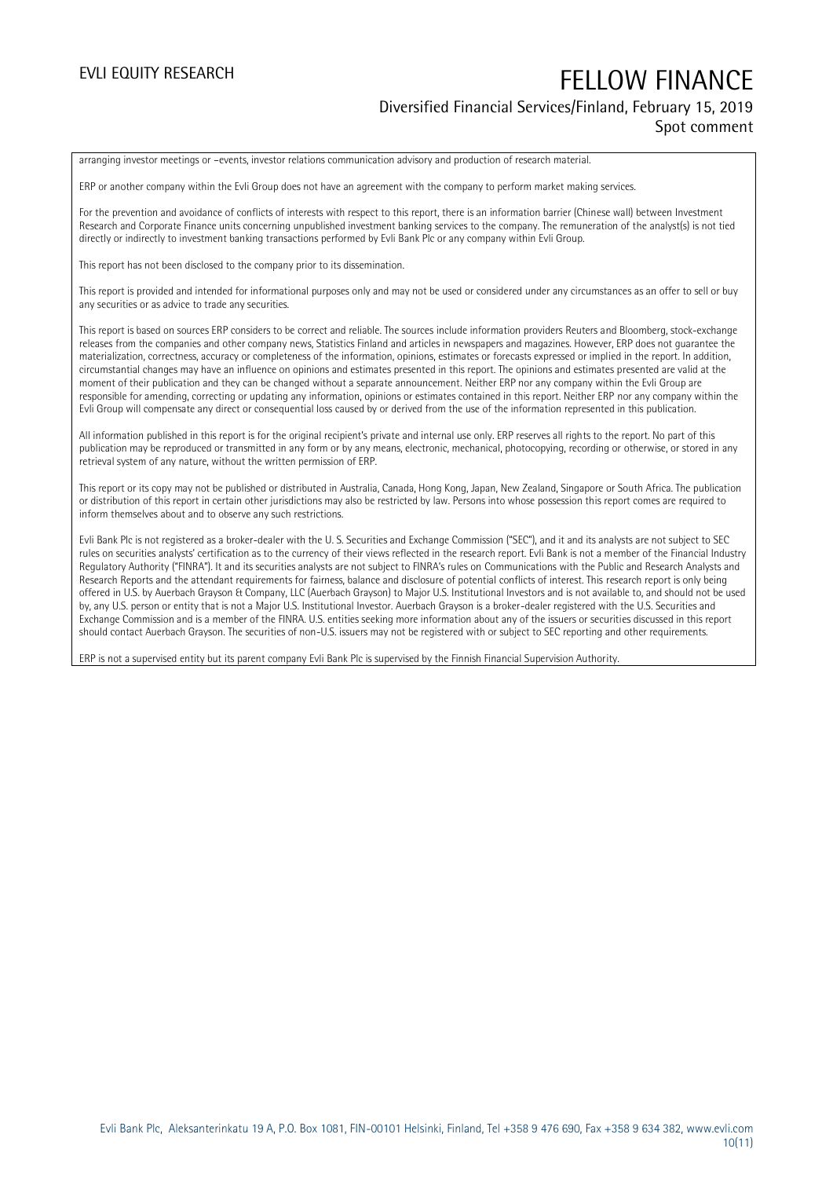arranging investor meetings or –events, investor relations communication advisory and production of research material.

ERP or another company within the Evli Group does not have an agreement with the company to perform market making services.

For the prevention and avoidance of conflicts of interests with respect to this report, there is an information barrier (Chinese wall) between Investment Research and Corporate Finance units concerning unpublished investment banking services to the company. The remuneration of the analyst(s) is not tied directly or indirectly to investment banking transactions performed by Evli Bank Plc or any company within Evli Group.

This report has not been disclosed to the company prior to its dissemination.

This report is provided and intended for informational purposes only and may not be used or considered under any circumstances as an offer to sell or buy any securities or as advice to trade any securities.

This report is based on sources ERP considers to be correct and reliable. The sources include information providers Reuters and Bloomberg, stock-exchange releases from the companies and other company news, Statistics Finland and articles in newspapers and magazines. However, ERP does not guarantee the materialization, correctness, accuracy or completeness of the information, opinions, estimates or forecasts expressed or implied in the report. In addition, circumstantial changes may have an influence on opinions and estimates presented in this report. The opinions and estimates presented are valid at the moment of their publication and they can be changed without a separate announcement. Neither ERP nor any company within the Evli Group are responsible for amending, correcting or updating any information, opinions or estimates contained in this report. Neither ERP nor any company within the Evli Group will compensate any direct or consequential loss caused by or derived from the use of the information represented in this publication.

All information published in this report is for the original recipient's private and internal use only. ERP reserves all rights to the report. No part of this publication may be reproduced or transmitted in any form or by any means, electronic, mechanical, photocopying, recording or otherwise, or stored in any retrieval system of any nature, without the written permission of ERP.

This report or its copy may not be published or distributed in Australia, Canada, Hong Kong, Japan, New Zealand, Singapore or South Africa. The publication or distribution of this report in certain other jurisdictions may also be restricted by law. Persons into whose possession this report comes are required to inform themselves about and to observe any such restrictions.

Evli Bank Plc is not registered as a broker-dealer with the U. S. Securities and Exchange Commission ("SEC"), and it and its analysts are not subject to SEC rules on securities analysts' certification as to the currency of their views reflected in the research report. Evli Bank is not a member of the Financial Industry Regulatory Authority ("FINRA"). It and its securities analysts are not subject to FINRA's rules on Communications with the Public and Research Analysts and Research Reports and the attendant requirements for fairness, balance and disclosure of potential conflicts of interest. This research report is only being offered in U.S. by Auerbach Grayson & Company, LLC (Auerbach Grayson) to Major U.S. Institutional Investors and is not available to, and should not be used by, any U.S. person or entity that is not a Major U.S. Institutional Investor. Auerbach Grayson is a broker-dealer registered with the U.S. Securities and Exchange Commission and is a member of the FINRA. U.S. entities seeking more information about any of the issuers or securities discussed in this report should contact Auerbach Grayson. The securities of non-U.S. issuers may not be registered with or subject to SEC reporting and other requirements.

ERP is not a supervised entity but its parent company Evli Bank Plc is supervised by the Finnish Financial Supervision Authority.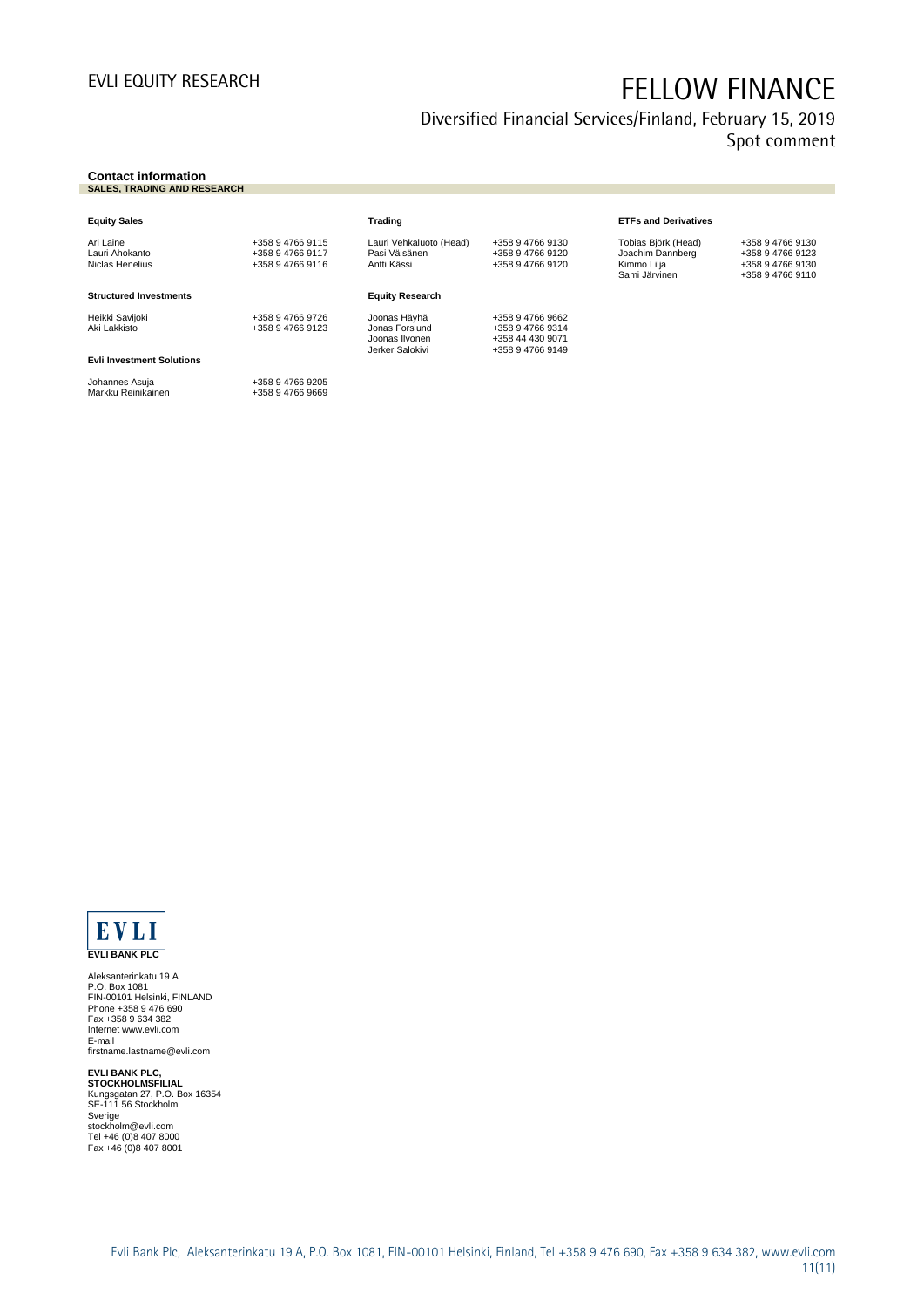## Contact information

**SALES, TRADING AND RESEARCH**

**Equity Sales**

| | |
|---|---|
| Ari Laine | +358 9 4766 9115 |
| Lauri Ahokanto | +358 9 4766 9117 |
| Niclas Henelius | +358 9 4766 9116 |

**Structured Investments**

| | |
|---|---|
| Heikki Savijoki | +358 9 4766 9726 |
| Aki Lakkisto | +358 9 4766 9123 |

**Evli Investment Solutions**

| | |
|---|---|
| Johannes Asuja | +358 9 4766 9205 |
| Markku Reinikainen | +358 9 4766 9669 |

**Trading**

| | |
|---|---|
| Lauri Vehkaluoto (Head) | +358 9 4766 9130 |
| Pasi Väisänen | +358 9 4766 9120 |
| Antti Kässi | +358 9 4766 9120 |

**Equity Research**

| | |
|---|---|
| Joonas Häyhä | +358 9 4766 9662 |
| Jonas Forslund | +358 9 4766 9314 |
| Joonas Ilvonen | +358 44 430 9071 |
| Jerker Salokivi | +358 9 4766 9149 |

**ETFs and Derivatives**

| | |
|---|---|
| Tobias Björk (Head) | +358 9 4766 9130 |
| Joachim Dannberg | +358 9 4766 9123 |
| Kimmo Lilja | +358 9 4766 9130 |
| Sami Järvinen | +358 9 4766 9110 |

**EVLI BANK PLC**

Aleksanterinkatu 19 A
P.O. Box 1081
FIN-00101 Helsinki, FINLAND
Phone +358 9 476 690
Fax +358 9 634 382
Internet www.evli.com
E-mail
firstname.lastname@evli.com

**EVLI BANK PLC, STOCKHOLMSFILIAL**
Kungsgatan 27, P.O. Box 16354
SE-111 56 Stockholm
Sverige
stockholm@evli.com
Tel +46 (0)8 407 8000
Fax +46 (0)8 407 8001